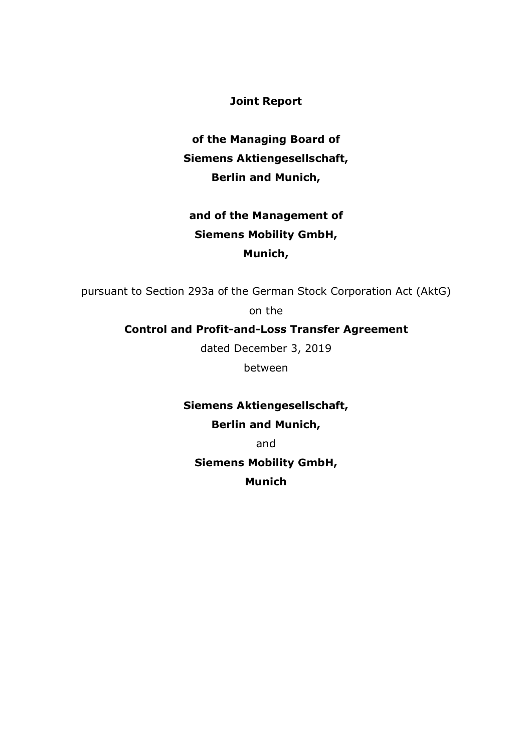**Joint Report**

**of the Managing Board of**
**Siemens Aktiengesellschaft,**
**Berlin and Munich,**

**and of the Management of**
**Siemens Mobility GmbH,**
**Munich,**

pursuant to Section 293a of the German Stock Corporation Act (AktG)

on the

**Control and Profit-and-Loss Transfer Agreement**

dated December 3, 2019

between

**Siemens Aktiengesellschaft,**
**Berlin and Munich,**

and

**Siemens Mobility GmbH,**
**Munich**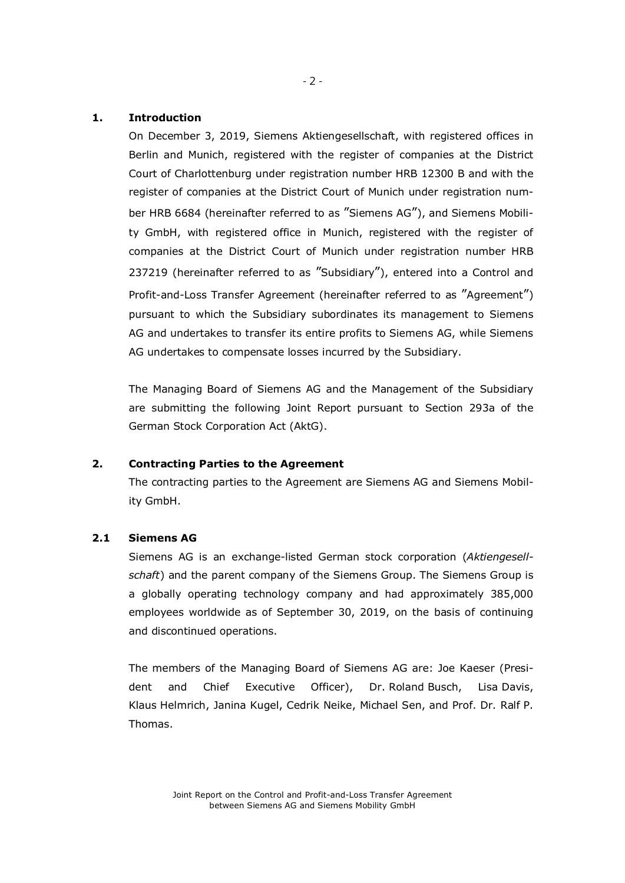## 1. Introduction

On December 3, 2019, Siemens Aktiengesellschaft, with registered offices in Berlin and Munich, registered with the register of companies at the District Court of Charlottenburg under registration number HRB 12300 B and with the register of companies at the District Court of Munich under registration number HRB 6684 (hereinafter referred to as "Siemens AG"), and Siemens Mobility GmbH, with registered office in Munich, registered with the register of companies at the District Court of Munich under registration number HRB 237219 (hereinafter referred to as "Subsidiary"), entered into a Control and Profit-and-Loss Transfer Agreement (hereinafter referred to as "Agreement") pursuant to which the Subsidiary subordinates its management to Siemens AG and undertakes to transfer its entire profits to Siemens AG, while Siemens AG undertakes to compensate losses incurred by the Subsidiary.

The Managing Board of Siemens AG and the Management of the Subsidiary are submitting the following Joint Report pursuant to Section 293a of the German Stock Corporation Act (AktG).

## 2. Contracting Parties to the Agreement

The contracting parties to the Agreement are Siemens AG and Siemens Mobility GmbH.

### 2.1 Siemens AG

Siemens AG is an exchange-listed German stock corporation (*Aktiengesellschaft*) and the parent company of the Siemens Group. The Siemens Group is a globally operating technology company and had approximately 385,000 employees worldwide as of September 30, 2019, on the basis of continuing and discontinued operations.

The members of the Managing Board of Siemens AG are: Joe Kaeser (President and Chief Executive Officer), Dr. Roland Busch, Lisa Davis, Klaus Helmrich, Janina Kugel, Cedrik Neike, Michael Sen, and Prof. Dr. Ralf P. Thomas.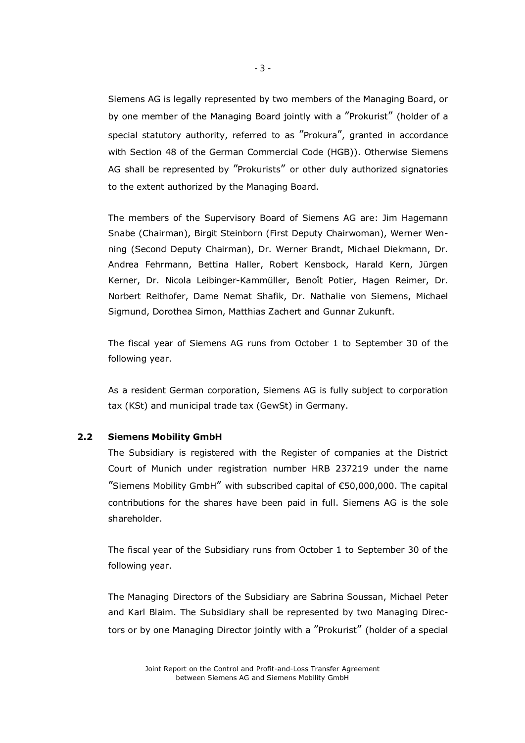Siemens AG is legally represented by two members of the Managing Board, or by one member of the Managing Board jointly with a "Prokurist" (holder of a special statutory authority, referred to as "Prokura", granted in accordance with Section 48 of the German Commercial Code (HGB)). Otherwise Siemens AG shall be represented by "Prokurists" or other duly authorized signatories to the extent authorized by the Managing Board.

The members of the Supervisory Board of Siemens AG are: Jim Hagemann Snabe (Chairman), Birgit Steinborn (First Deputy Chairwoman), Werner Wenning (Second Deputy Chairman), Dr. Werner Brandt, Michael Diekmann, Dr. Andrea Fehrmann, Bettina Haller, Robert Kensbock, Harald Kern, Jürgen Kerner, Dr. Nicola Leibinger-Kammüller, Benoît Potier, Hagen Reimer, Dr. Norbert Reithofer, Dame Nemat Shafik, Dr. Nathalie von Siemens, Michael Sigmund, Dorothea Simon, Matthias Zachert and Gunnar Zukunft.

The fiscal year of Siemens AG runs from October 1 to September 30 of the following year.

As a resident German corporation, Siemens AG is fully subject to corporation tax (KSt) and municipal trade tax (GewSt) in Germany.

### 2.2 Siemens Mobility GmbH

The Subsidiary is registered with the Register of companies at the District Court of Munich under registration number HRB 237219 under the name "Siemens Mobility GmbH" with subscribed capital of €50,000,000. The capital contributions for the shares have been paid in full. Siemens AG is the sole shareholder.

The fiscal year of the Subsidiary runs from October 1 to September 30 of the following year.

The Managing Directors of the Subsidiary are Sabrina Soussan, Michael Peter and Karl Blaim. The Subsidiary shall be represented by two Managing Directors or by one Managing Director jointly with a "Prokurist" (holder of a special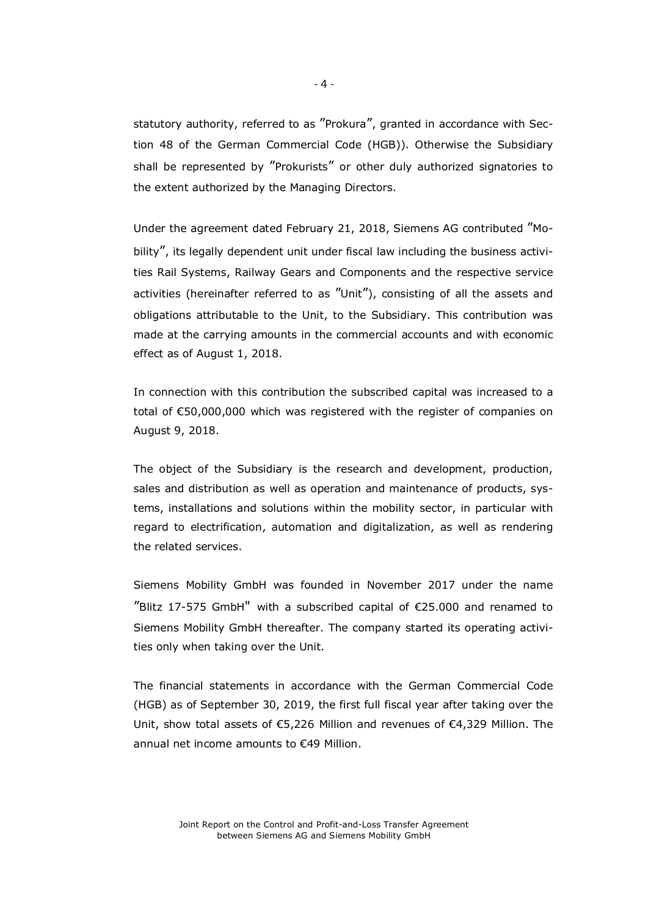statutory authority, referred to as ″Prokura″, granted in accordance with Section 48 of the German Commercial Code (HGB)). Otherwise the Subsidiary shall be represented by ″Prokurists″ or other duly authorized signatories to the extent authorized by the Managing Directors.

Under the agreement dated February 21, 2018, Siemens AG contributed ″Mobility″, its legally dependent unit under fiscal law including the business activities Rail Systems, Railway Gears and Components and the respective service activities (hereinafter referred to as ″Unit″), consisting of all the assets and obligations attributable to the Unit, to the Subsidiary. This contribution was made at the carrying amounts in the commercial accounts and with economic effect as of August 1, 2018.

In connection with this contribution the subscribed capital was increased to a total of €50,000,000 which was registered with the register of companies on August 9, 2018.

The object of the Subsidiary is the research and development, production, sales and distribution as well as operation and maintenance of products, systems, installations and solutions within the mobility sector, in particular with regard to electrification, automation and digitalization, as well as rendering the related services.

Siemens Mobility GmbH was founded in November 2017 under the name ″Blitz 17-575 GmbH" with a subscribed capital of €25.000 and renamed to Siemens Mobility GmbH thereafter. The company started its operating activities only when taking over the Unit.

The financial statements in accordance with the German Commercial Code (HGB) as of September 30, 2019, the first full fiscal year after taking over the Unit, show total assets of €5,226 Million and revenues of €4,329 Million. The annual net income amounts to €49 Million.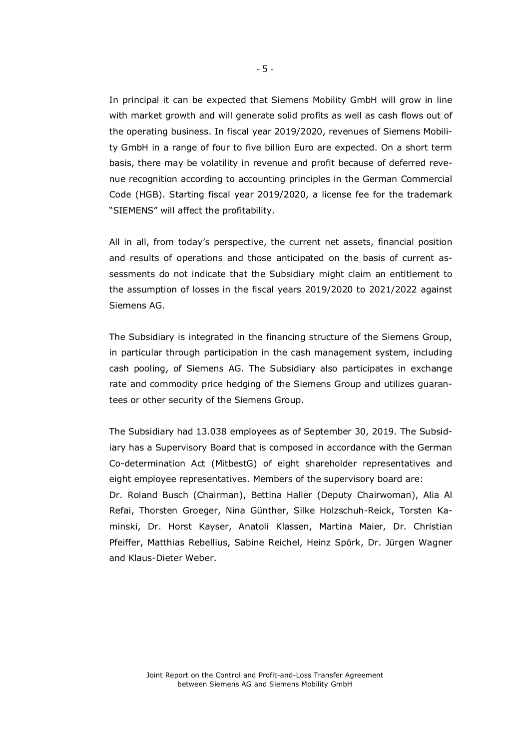In principal it can be expected that Siemens Mobility GmbH will grow in line with market growth and will generate solid profits as well as cash flows out of the operating business. In fiscal year 2019/2020, revenues of Siemens Mobility GmbH in a range of four to five billion Euro are expected. On a short term basis, there may be volatility in revenue and profit because of deferred revenue recognition according to accounting principles in the German Commercial Code (HGB). Starting fiscal year 2019/2020, a license fee for the trademark "SIEMENS" will affect the profitability.

All in all, from today's perspective, the current net assets, financial position and results of operations and those anticipated on the basis of current assessments do not indicate that the Subsidiary might claim an entitlement to the assumption of losses in the fiscal years 2019/2020 to 2021/2022 against Siemens AG.

The Subsidiary is integrated in the financing structure of the Siemens Group, in particular through participation in the cash management system, including cash pooling, of Siemens AG. The Subsidiary also participates in exchange rate and commodity price hedging of the Siemens Group and utilizes guarantees or other security of the Siemens Group.

The Subsidiary had 13.038 employees as of September 30, 2019. The Subsidiary has a Supervisory Board that is composed in accordance with the German Co-determination Act (MitbestG) of eight shareholder representatives and eight employee representatives. Members of the supervisory board are:
Dr. Roland Busch (Chairman), Bettina Haller (Deputy Chairwoman), Alia Al Refai, Thorsten Groeger, Nina Günther, Silke Holzschuh-Reick, Torsten Kaminski, Dr. Horst Kayser, Anatoli Klassen, Martina Maier, Dr. Christian Pfeiffer, Matthias Rebellius, Sabine Reichel, Heinz Spörk, Dr. Jürgen Wagner and Klaus-Dieter Weber.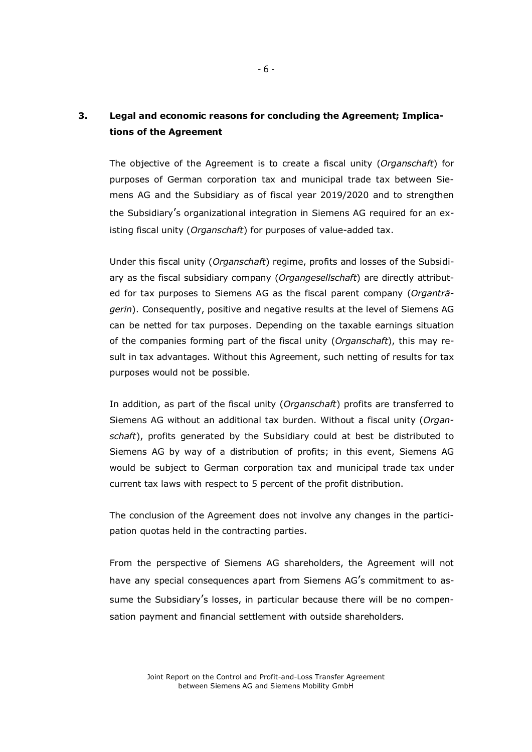## 3. Legal and economic reasons for concluding the Agreement; Implications of the Agreement

The objective of the Agreement is to create a fiscal unity (*Organschaft*) for purposes of German corporation tax and municipal trade tax between Siemens AG and the Subsidiary as of fiscal year 2019/2020 and to strengthen the Subsidiary's organizational integration in Siemens AG required for an existing fiscal unity (*Organschaft*) for purposes of value-added tax.

Under this fiscal unity (*Organschaft*) regime, profits and losses of the Subsidiary as the fiscal subsidiary company (*Organgesellschaft*) are directly attributed for tax purposes to Siemens AG as the fiscal parent company (*Organträgerin*). Consequently, positive and negative results at the level of Siemens AG can be netted for tax purposes. Depending on the taxable earnings situation of the companies forming part of the fiscal unity (*Organschaft*), this may result in tax advantages. Without this Agreement, such netting of results for tax purposes would not be possible.

In addition, as part of the fiscal unity (*Organschaft*) profits are transferred to Siemens AG without an additional tax burden. Without a fiscal unity (*Organschaft*), profits generated by the Subsidiary could at best be distributed to Siemens AG by way of a distribution of profits; in this event, Siemens AG would be subject to German corporation tax and municipal trade tax under current tax laws with respect to 5 percent of the profit distribution.

The conclusion of the Agreement does not involve any changes in the participation quotas held in the contracting parties.

From the perspective of Siemens AG shareholders, the Agreement will not have any special consequences apart from Siemens AG's commitment to assume the Subsidiary's losses, in particular because there will be no compensation payment and financial settlement with outside shareholders.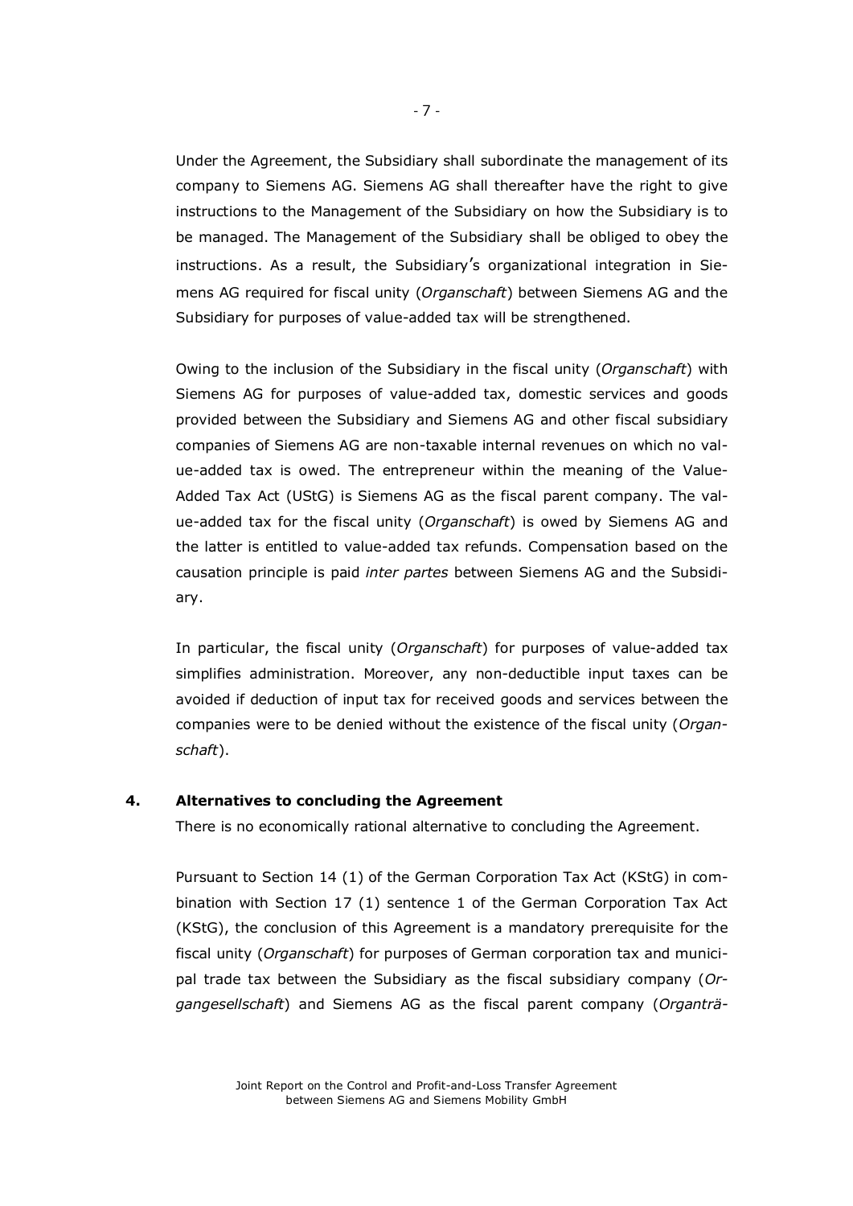Under the Agreement, the Subsidiary shall subordinate the management of its company to Siemens AG. Siemens AG shall thereafter have the right to give instructions to the Management of the Subsidiary on how the Subsidiary is to be managed. The Management of the Subsidiary shall be obliged to obey the instructions. As a result, the Subsidiary's organizational integration in Siemens AG required for fiscal unity (*Organschaft*) between Siemens AG and the Subsidiary for purposes of value-added tax will be strengthened.

Owing to the inclusion of the Subsidiary in the fiscal unity (*Organschaft*) with Siemens AG for purposes of value-added tax, domestic services and goods provided between the Subsidiary and Siemens AG and other fiscal subsidiary companies of Siemens AG are non-taxable internal revenues on which no value-added tax is owed. The entrepreneur within the meaning of the Value-Added Tax Act (UStG) is Siemens AG as the fiscal parent company. The value-added tax for the fiscal unity (*Organschaft*) is owed by Siemens AG and the latter is entitled to value-added tax refunds. Compensation based on the causation principle is paid *inter partes* between Siemens AG and the Subsidiary.

In particular, the fiscal unity (*Organschaft*) for purposes of value-added tax simplifies administration. Moreover, any non-deductible input taxes can be avoided if deduction of input tax for received goods and services between the companies were to be denied without the existence of the fiscal unity (*Organschaft*).

## 4. Alternatives to concluding the Agreement

There is no economically rational alternative to concluding the Agreement.

Pursuant to Section 14 (1) of the German Corporation Tax Act (KStG) in combination with Section 17 (1) sentence 1 of the German Corporation Tax Act (KStG), the conclusion of this Agreement is a mandatory prerequisite for the fiscal unity (*Organschaft*) for purposes of German corporation tax and municipal trade tax between the Subsidiary as the fiscal subsidiary company (*Organgesellschaft*) and Siemens AG as the fiscal parent company (*Organträ-*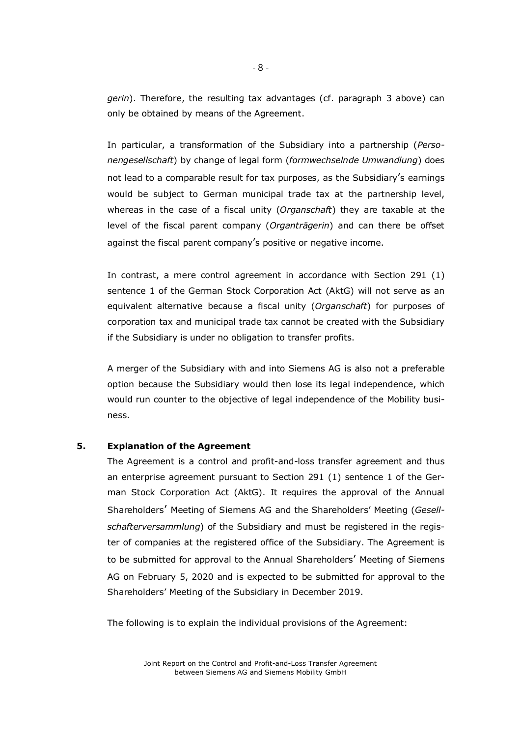*gerin*). Therefore, the resulting tax advantages (cf. paragraph 3 above) can only be obtained by means of the Agreement.

In particular, a transformation of the Subsidiary into a partnership (*Personengesellschaft*) by change of legal form (*formwechselnde Umwandlung*) does not lead to a comparable result for tax purposes, as the Subsidiary's earnings would be subject to German municipal trade tax at the partnership level, whereas in the case of a fiscal unity (*Organschaft*) they are taxable at the level of the fiscal parent company (*Organträgerin*) and can there be offset against the fiscal parent company's positive or negative income.

In contrast, a mere control agreement in accordance with Section 291 (1) sentence 1 of the German Stock Corporation Act (AktG) will not serve as an equivalent alternative because a fiscal unity (*Organschaft*) for purposes of corporation tax and municipal trade tax cannot be created with the Subsidiary if the Subsidiary is under no obligation to transfer profits.

A merger of the Subsidiary with and into Siemens AG is also not a preferable option because the Subsidiary would then lose its legal independence, which would run counter to the objective of legal independence of the Mobility business.

**5. Explanation of the Agreement**

The Agreement is a control and profit-and-loss transfer agreement and thus an enterprise agreement pursuant to Section 291 (1) sentence 1 of the German Stock Corporation Act (AktG). It requires the approval of the Annual Shareholders' Meeting of Siemens AG and the Shareholders' Meeting (*Gesellschafterversammlung*) of the Subsidiary and must be registered in the register of companies at the registered office of the Subsidiary. The Agreement is to be submitted for approval to the Annual Shareholders' Meeting of Siemens AG on February 5, 2020 and is expected to be submitted for approval to the Shareholders' Meeting of the Subsidiary in December 2019.

The following is to explain the individual provisions of the Agreement: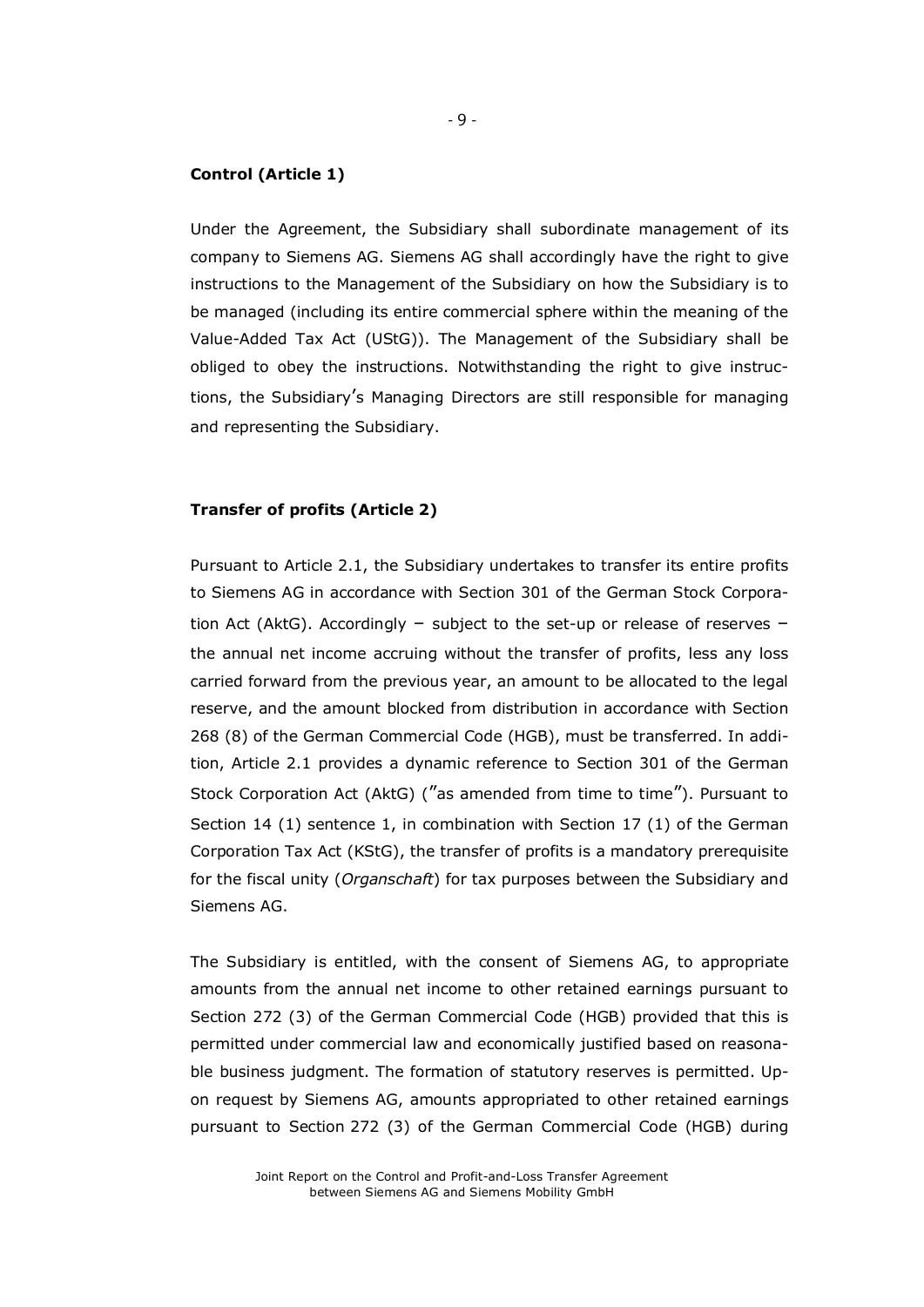**Control (Article 1)**

Under the Agreement, the Subsidiary shall subordinate management of its company to Siemens AG. Siemens AG shall accordingly have the right to give instructions to the Management of the Subsidiary on how the Subsidiary is to be managed (including its entire commercial sphere within the meaning of the Value-Added Tax Act (UStG)). The Management of the Subsidiary shall be obliged to obey the instructions. Notwithstanding the right to give instructions, the Subsidiary's Managing Directors are still responsible for managing and representing the Subsidiary.

**Transfer of profits (Article 2)**

Pursuant to Article 2.1, the Subsidiary undertakes to transfer its entire profits to Siemens AG in accordance with Section 301 of the German Stock Corporation Act (AktG). Accordingly – subject to the set-up or release of reserves – the annual net income accruing without the transfer of profits, less any loss carried forward from the previous year, an amount to be allocated to the legal reserve, and the amount blocked from distribution in accordance with Section 268 (8) of the German Commercial Code (HGB), must be transferred. In addition, Article 2.1 provides a dynamic reference to Section 301 of the German Stock Corporation Act (AktG) ("as amended from time to time"). Pursuant to Section 14 (1) sentence 1, in combination with Section 17 (1) of the German Corporation Tax Act (KStG), the transfer of profits is a mandatory prerequisite for the fiscal unity (*Organschaft*) for tax purposes between the Subsidiary and Siemens AG.

The Subsidiary is entitled, with the consent of Siemens AG, to appropriate amounts from the annual net income to other retained earnings pursuant to Section 272 (3) of the German Commercial Code (HGB) provided that this is permitted under commercial law and economically justified based on reasonable business judgment. The formation of statutory reserves is permitted. Upon request by Siemens AG, amounts appropriated to other retained earnings pursuant to Section 272 (3) of the German Commercial Code (HGB) during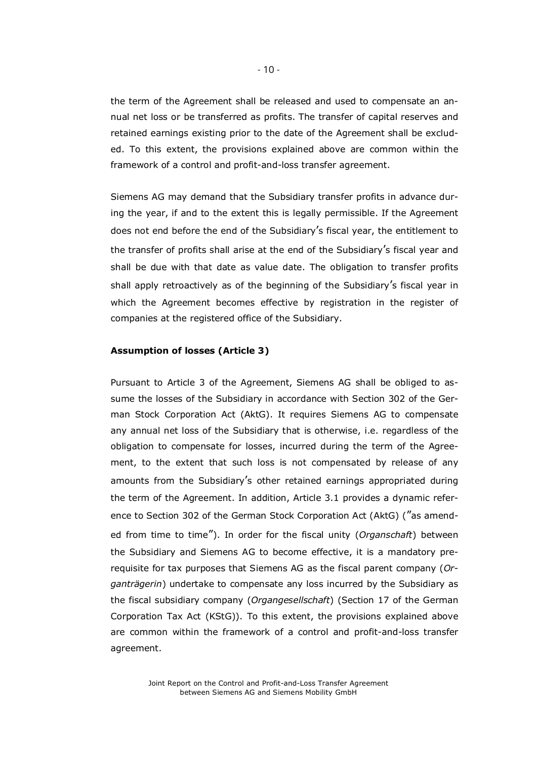the term of the Agreement shall be released and used to compensate an annual net loss or be transferred as profits. The transfer of capital reserves and retained earnings existing prior to the date of the Agreement shall be excluded. To this extent, the provisions explained above are common within the framework of a control and profit-and-loss transfer agreement.

Siemens AG may demand that the Subsidiary transfer profits in advance during the year, if and to the extent this is legally permissible. If the Agreement does not end before the end of the Subsidiary's fiscal year, the entitlement to the transfer of profits shall arise at the end of the Subsidiary's fiscal year and shall be due with that date as value date. The obligation to transfer profits shall apply retroactively as of the beginning of the Subsidiary's fiscal year in which the Agreement becomes effective by registration in the register of companies at the registered office of the Subsidiary.

**Assumption of losses (Article 3)**

Pursuant to Article 3 of the Agreement, Siemens AG shall be obliged to assume the losses of the Subsidiary in accordance with Section 302 of the German Stock Corporation Act (AktG). It requires Siemens AG to compensate any annual net loss of the Subsidiary that is otherwise, i.e. regardless of the obligation to compensate for losses, incurred during the term of the Agreement, to the extent that such loss is not compensated by release of any amounts from the Subsidiary's other retained earnings appropriated during the term of the Agreement. In addition, Article 3.1 provides a dynamic reference to Section 302 of the German Stock Corporation Act (AktG) ("as amended from time to time"). In order for the fiscal unity (*Organschaft*) between the Subsidiary and Siemens AG to become effective, it is a mandatory prerequisite for tax purposes that Siemens AG as the fiscal parent company (*Organträgerin*) undertake to compensate any loss incurred by the Subsidiary as the fiscal subsidiary company (*Organgesellschaft*) (Section 17 of the German Corporation Tax Act (KStG)). To this extent, the provisions explained above are common within the framework of a control and profit-and-loss transfer agreement.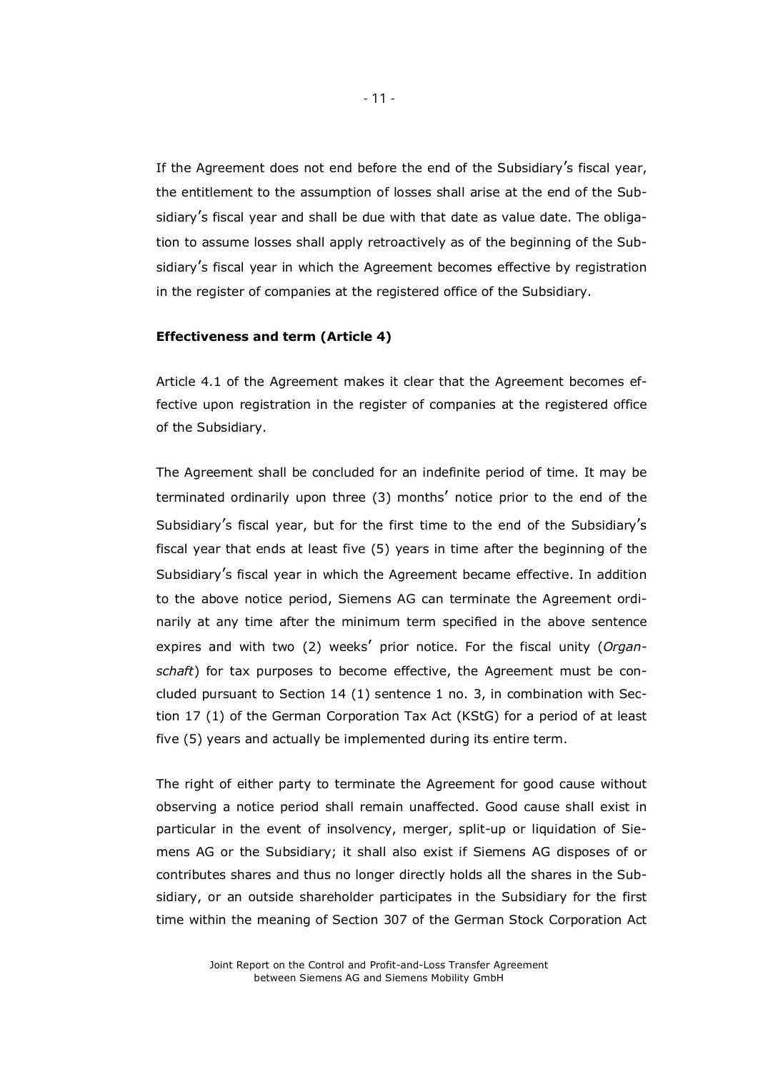If the Agreement does not end before the end of the Subsidiary's fiscal year, the entitlement to the assumption of losses shall arise at the end of the Subsidiary's fiscal year and shall be due with that date as value date. The obligation to assume losses shall apply retroactively as of the beginning of the Subsidiary's fiscal year in which the Agreement becomes effective by registration in the register of companies at the registered office of the Subsidiary.

**Effectiveness and term (Article 4)**

Article 4.1 of the Agreement makes it clear that the Agreement becomes effective upon registration in the register of companies at the registered office of the Subsidiary.

The Agreement shall be concluded for an indefinite period of time. It may be terminated ordinarily upon three (3) months' notice prior to the end of the Subsidiary's fiscal year, but for the first time to the end of the Subsidiary's fiscal year that ends at least five (5) years in time after the beginning of the Subsidiary's fiscal year in which the Agreement became effective. In addition to the above notice period, Siemens AG can terminate the Agreement ordinarily at any time after the minimum term specified in the above sentence expires and with two (2) weeks' prior notice. For the fiscal unity (*Organschaft*) for tax purposes to become effective, the Agreement must be concluded pursuant to Section 14 (1) sentence 1 no. 3, in combination with Section 17 (1) of the German Corporation Tax Act (KStG) for a period of at least five (5) years and actually be implemented during its entire term.

The right of either party to terminate the Agreement for good cause without observing a notice period shall remain unaffected. Good cause shall exist in particular in the event of insolvency, merger, split-up or liquidation of Siemens AG or the Subsidiary; it shall also exist if Siemens AG disposes of or contributes shares and thus no longer directly holds all the shares in the Subsidiary, or an outside shareholder participates in the Subsidiary for the first time within the meaning of Section 307 of the German Stock Corporation Act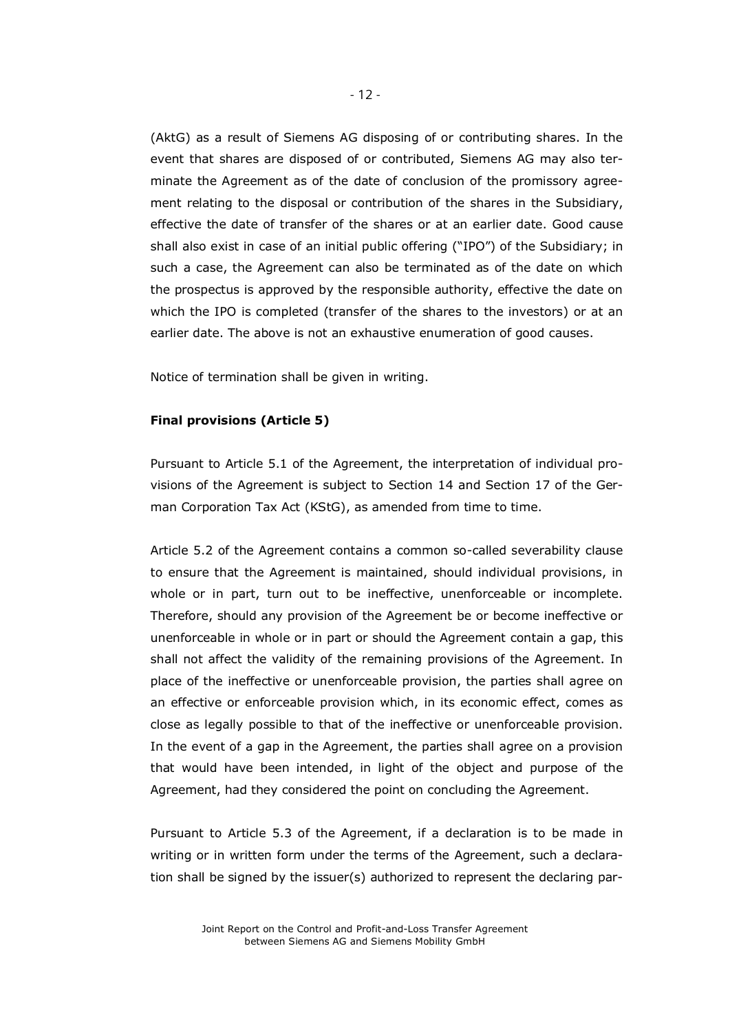(AktG) as a result of Siemens AG disposing of or contributing shares. In the event that shares are disposed of or contributed, Siemens AG may also terminate the Agreement as of the date of conclusion of the promissory agreement relating to the disposal or contribution of the shares in the Subsidiary, effective the date of transfer of the shares or at an earlier date. Good cause shall also exist in case of an initial public offering ("IPO") of the Subsidiary; in such a case, the Agreement can also be terminated as of the date on which the prospectus is approved by the responsible authority, effective the date on which the IPO is completed (transfer of the shares to the investors) or at an earlier date. The above is not an exhaustive enumeration of good causes.

Notice of termination shall be given in writing.

**Final provisions (Article 5)**

Pursuant to Article 5.1 of the Agreement, the interpretation of individual provisions of the Agreement is subject to Section 14 and Section 17 of the German Corporation Tax Act (KStG), as amended from time to time.

Article 5.2 of the Agreement contains a common so-called severability clause to ensure that the Agreement is maintained, should individual provisions, in whole or in part, turn out to be ineffective, unenforceable or incomplete. Therefore, should any provision of the Agreement be or become ineffective or unenforceable in whole or in part or should the Agreement contain a gap, this shall not affect the validity of the remaining provisions of the Agreement. In place of the ineffective or unenforceable provision, the parties shall agree on an effective or enforceable provision which, in its economic effect, comes as close as legally possible to that of the ineffective or unenforceable provision. In the event of a gap in the Agreement, the parties shall agree on a provision that would have been intended, in light of the object and purpose of the Agreement, had they considered the point on concluding the Agreement.

Pursuant to Article 5.3 of the Agreement, if a declaration is to be made in writing or in written form under the terms of the Agreement, such a declaration shall be signed by the issuer(s) authorized to represent the declaring par-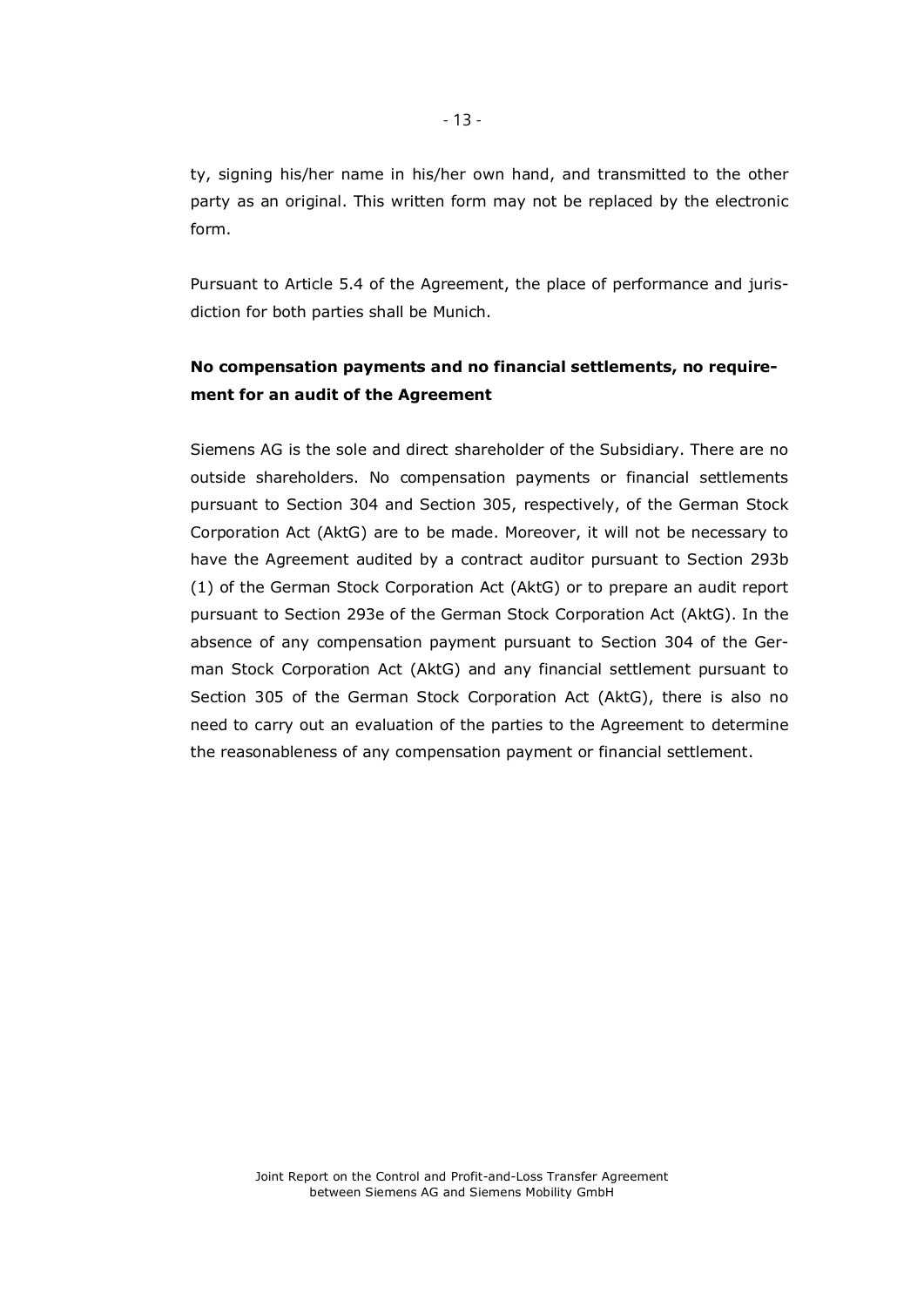ty, signing his/her name in his/her own hand, and transmitted to the other party as an original. This written form may not be replaced by the electronic form.

Pursuant to Article 5.4 of the Agreement, the place of performance and jurisdiction for both parties shall be Munich.

**No compensation payments and no financial settlements, no requirement for an audit of the Agreement**

Siemens AG is the sole and direct shareholder of the Subsidiary. There are no outside shareholders. No compensation payments or financial settlements pursuant to Section 304 and Section 305, respectively, of the German Stock Corporation Act (AktG) are to be made. Moreover, it will not be necessary to have the Agreement audited by a contract auditor pursuant to Section 293b (1) of the German Stock Corporation Act (AktG) or to prepare an audit report pursuant to Section 293e of the German Stock Corporation Act (AktG). In the absence of any compensation payment pursuant to Section 304 of the German Stock Corporation Act (AktG) and any financial settlement pursuant to Section 305 of the German Stock Corporation Act (AktG), there is also no need to carry out an evaluation of the parties to the Agreement to determine the reasonableness of any compensation payment or financial settlement.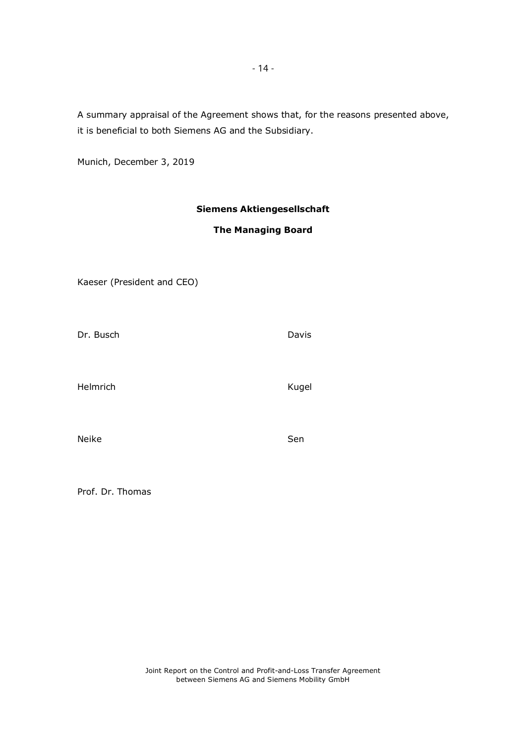A summary appraisal of the Agreement shows that, for the reasons presented above, it is beneficial to both Siemens AG and the Subsidiary.

Munich, December 3, 2019

**Siemens Aktiengesellschaft**

**The Managing Board**

Kaeser (President and CEO)

Dr. Busch

Davis

Helmrich

Kugel

Neike

Sen

Prof. Dr. Thomas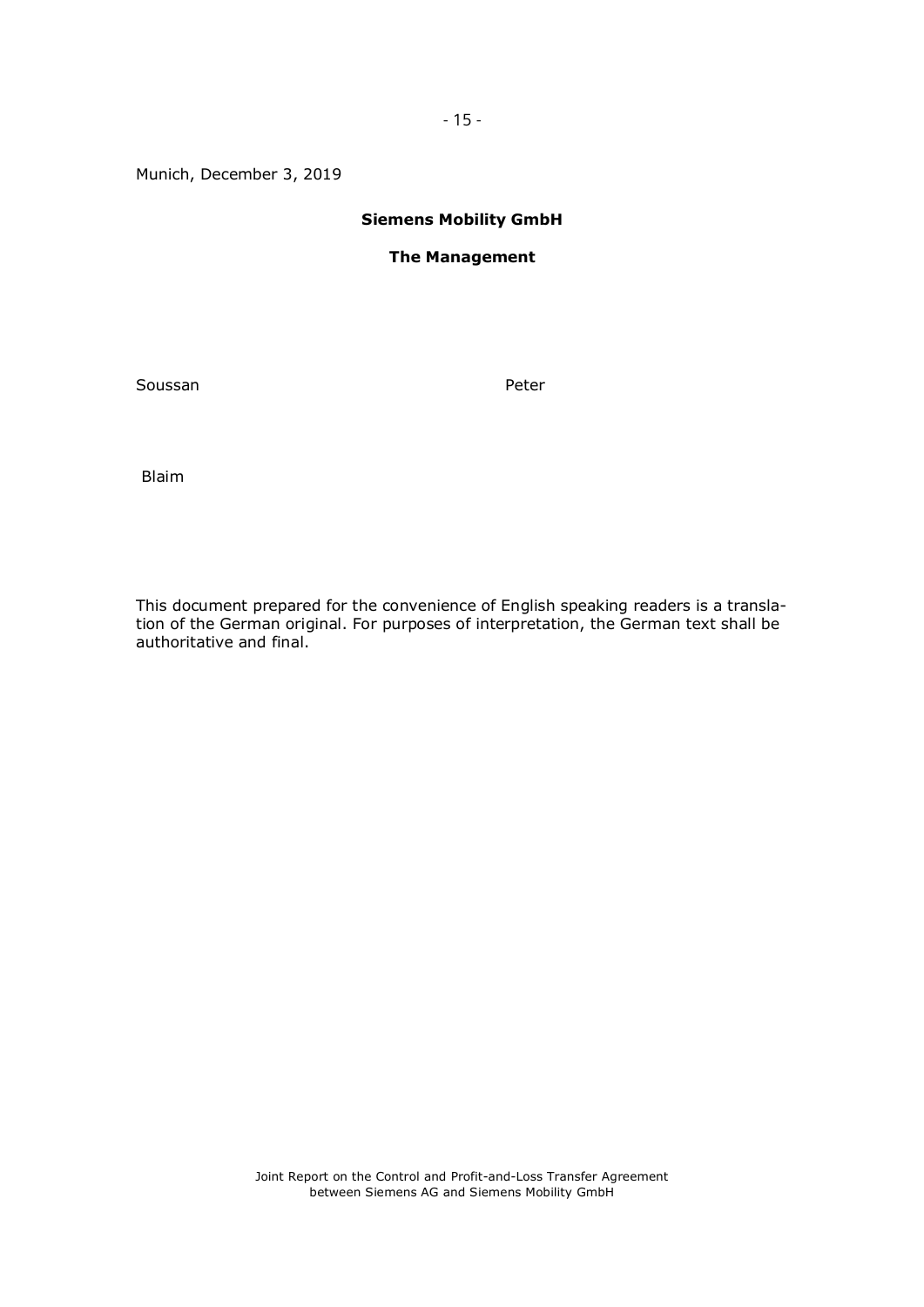Munich, December 3, 2019

**Siemens Mobility GmbH**

**The Management**

Soussan Peter

Blaim

This document prepared for the convenience of English speaking readers is a translation of the German original. For purposes of interpretation, the German text shall be authoritative and final.